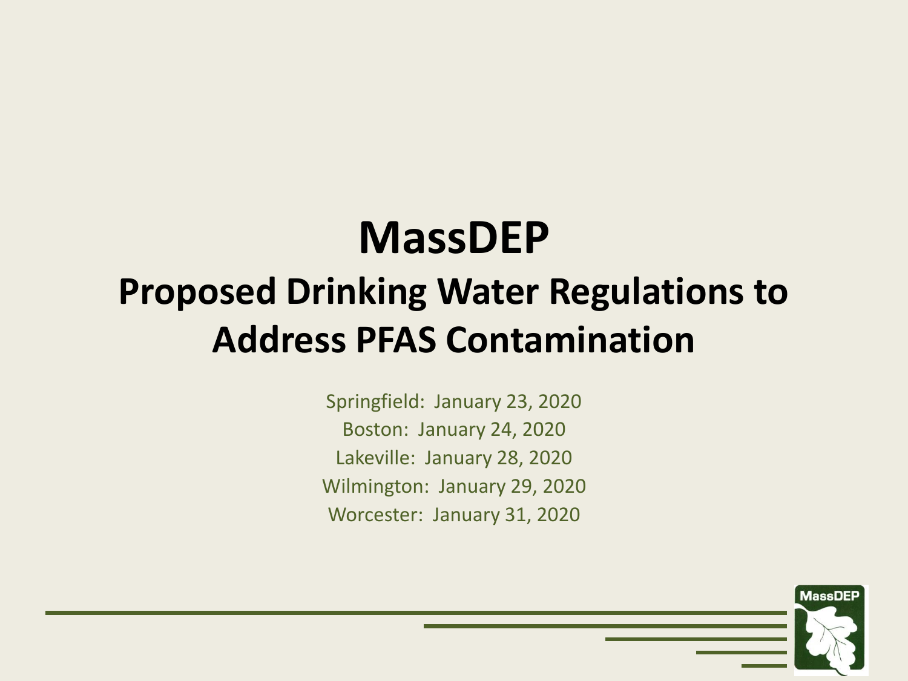# MassDEP

## Proposed Drinking Water Regulations to Address PFAS Contamination

Springfield: January 23, 2020
Boston: January 24, 2020
Lakeville: January 28, 2020
Wilmington: January 29, 2020
Worcester: January 31, 2020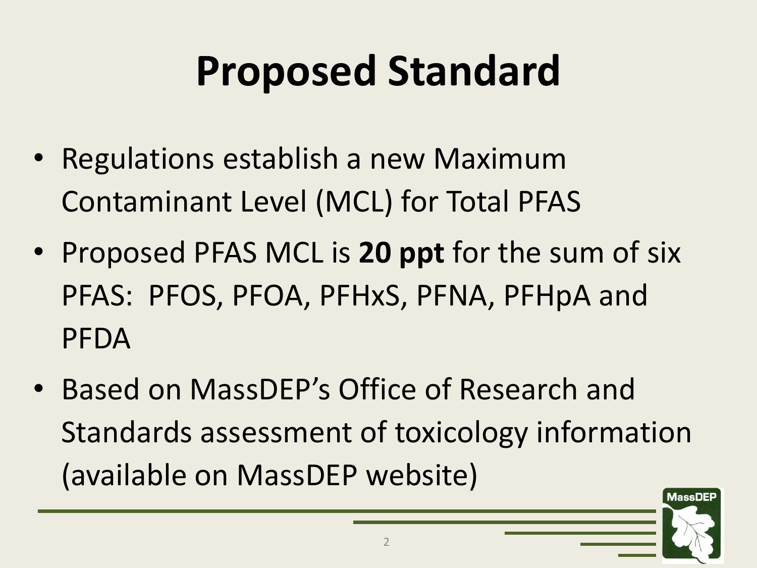# Proposed Standard

- Regulations establish a new Maximum Contaminant Level (MCL) for Total PFAS
- Proposed PFAS MCL is **20 ppt** for the sum of six PFAS: PFOS, PFOA, PFHxS, PFNA, PFHpA and PFDA
- Based on MassDEP's Office of Research and Standards assessment of toxicology information (available on MassDEP website)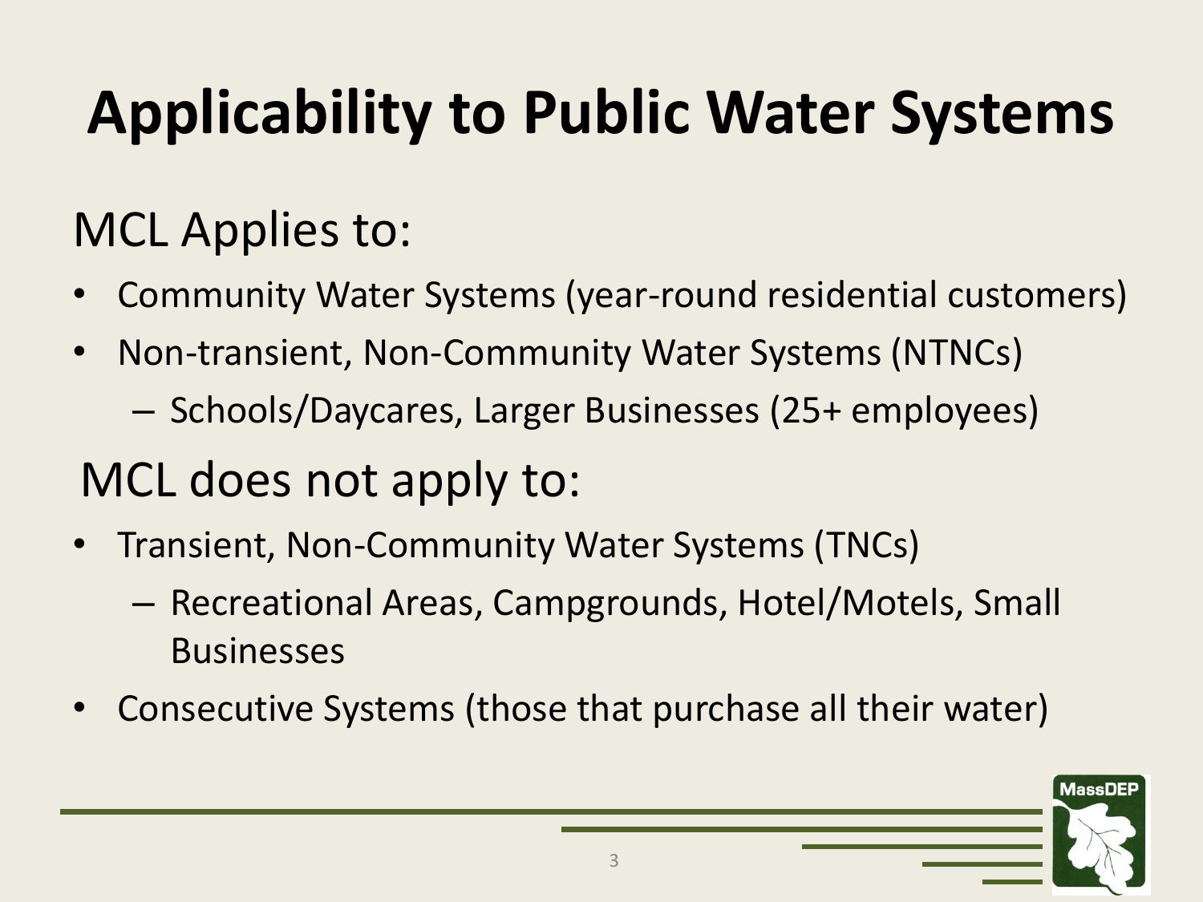# Applicability to Public Water Systems

## MCL Applies to:

- Community Water Systems (year-round residential customers)
- Non-transient, Non-Community Water Systems (NTNCs)
  - Schools/Daycares, Larger Businesses (25+ employees)

## MCL does not apply to:

- Transient, Non-Community Water Systems (TNCs)
  - Recreational Areas, Campgrounds, Hotel/Motels, Small Businesses
- Consecutive Systems (those that purchase all their water)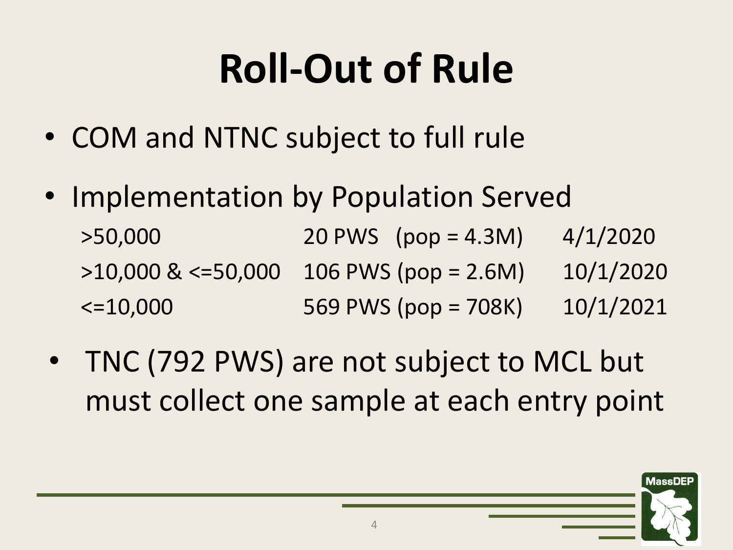# Roll-Out of Rule

- COM and NTNC subject to full rule
- Implementation by Population Served

| | | |
|---|---|---|
| >50,000 | 20 PWS (pop = 4.3M) | 4/1/2020 |
| >10,000 & <=50,000 | 106 PWS (pop = 2.6M) | 10/1/2020 |
| <=10,000 | 569 PWS (pop = 708K) | 10/1/2021 |

- TNC (792 PWS) are not subject to MCL but must collect one sample at each entry point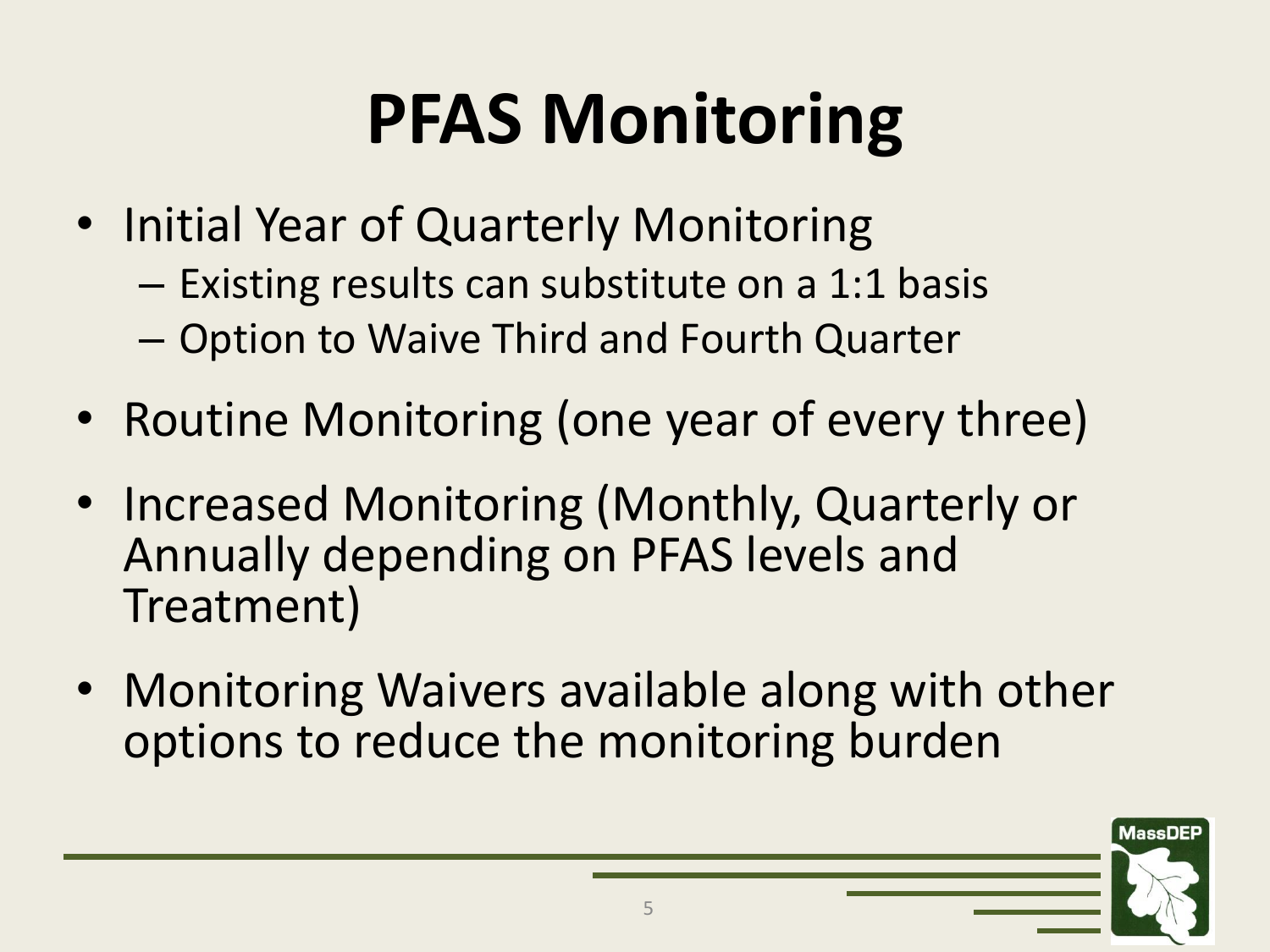# PFAS Monitoring

- Initial Year of Quarterly Monitoring
  - Existing results can substitute on a 1:1 basis
  - Option to Waive Third and Fourth Quarter
- Routine Monitoring (one year of every three)
- Increased Monitoring (Monthly, Quarterly or Annually depending on PFAS levels and Treatment)
- Monitoring Waivers available along with other options to reduce the monitoring burden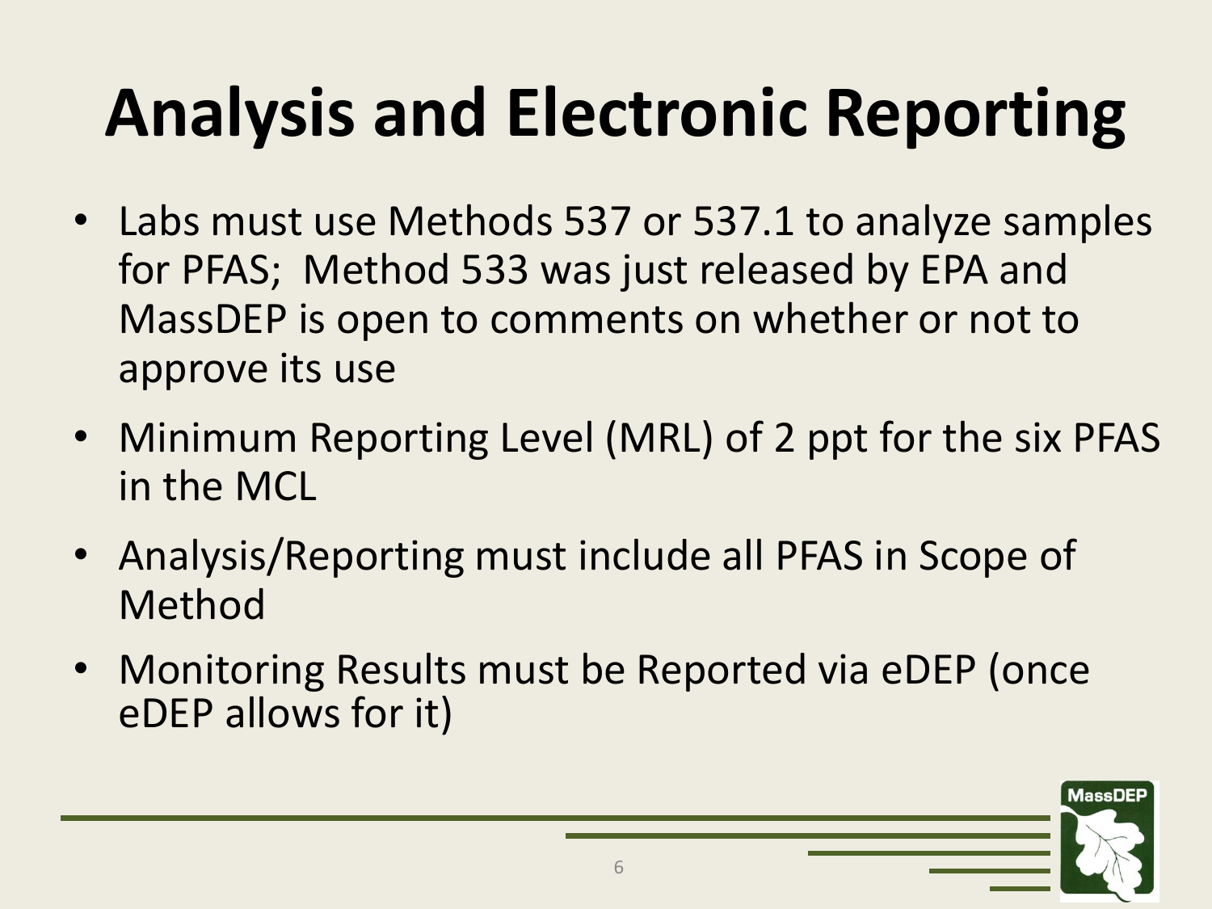# Analysis and Electronic Reporting

- Labs must use Methods 537 or 537.1 to analyze samples for PFAS; Method 533 was just released by EPA and MassDEP is open to comments on whether or not to approve its use
- Minimum Reporting Level (MRL) of 2 ppt for the six PFAS in the MCL
- Analysis/Reporting must include all PFAS in Scope of Method
- Monitoring Results must be Reported via eDEP (once eDEP allows for it)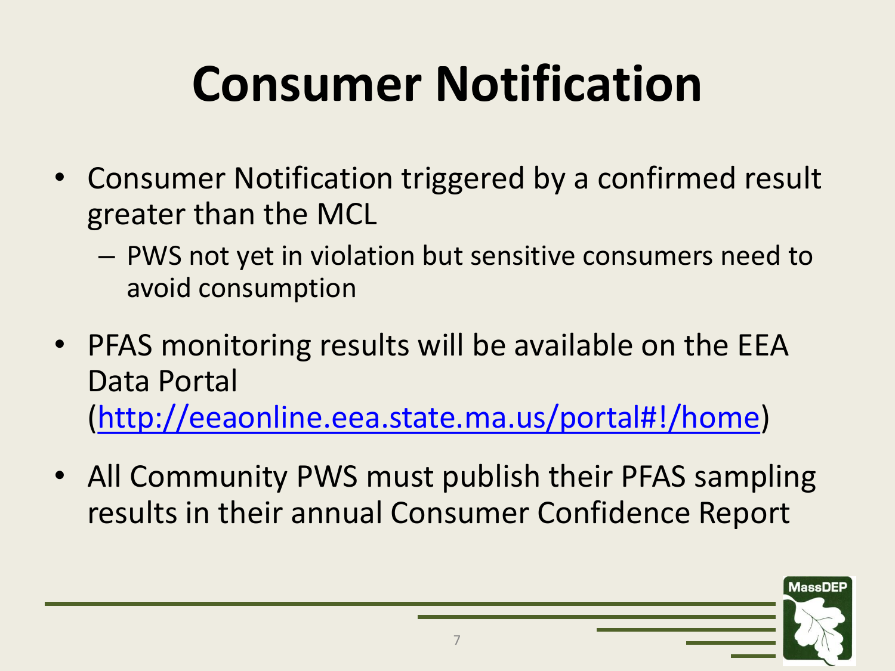# Consumer Notification

- Consumer Notification triggered by a confirmed result greater than the MCL
  - PWS not yet in violation but sensitive consumers need to avoid consumption
- PFAS monitoring results will be available on the EEA Data Portal (http://eeaonline.eea.state.ma.us/portal#!/home)
- All Community PWS must publish their PFAS sampling results in their annual Consumer Confidence Report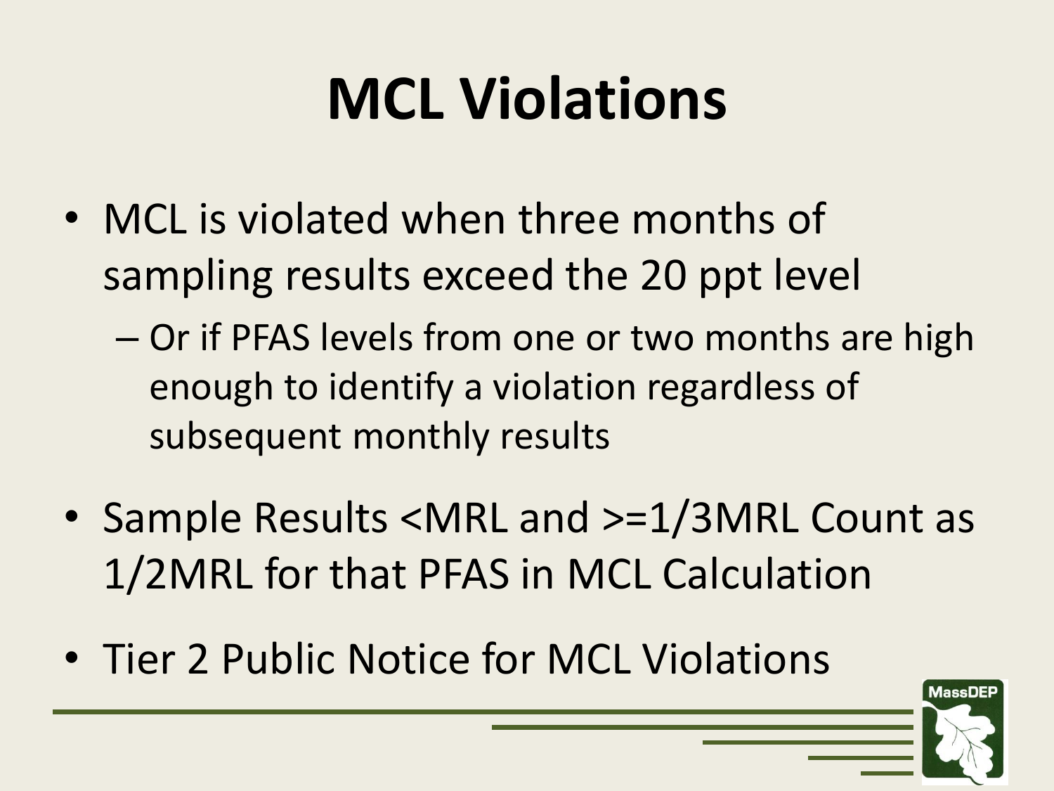# MCL Violations

- MCL is violated when three months of sampling results exceed the 20 ppt level
  - Or if PFAS levels from one or two months are high enough to identify a violation regardless of subsequent monthly results
- Sample Results <MRL and >=1/3MRL Count as 1/2MRL for that PFAS in MCL Calculation
- Tier 2 Public Notice for MCL Violations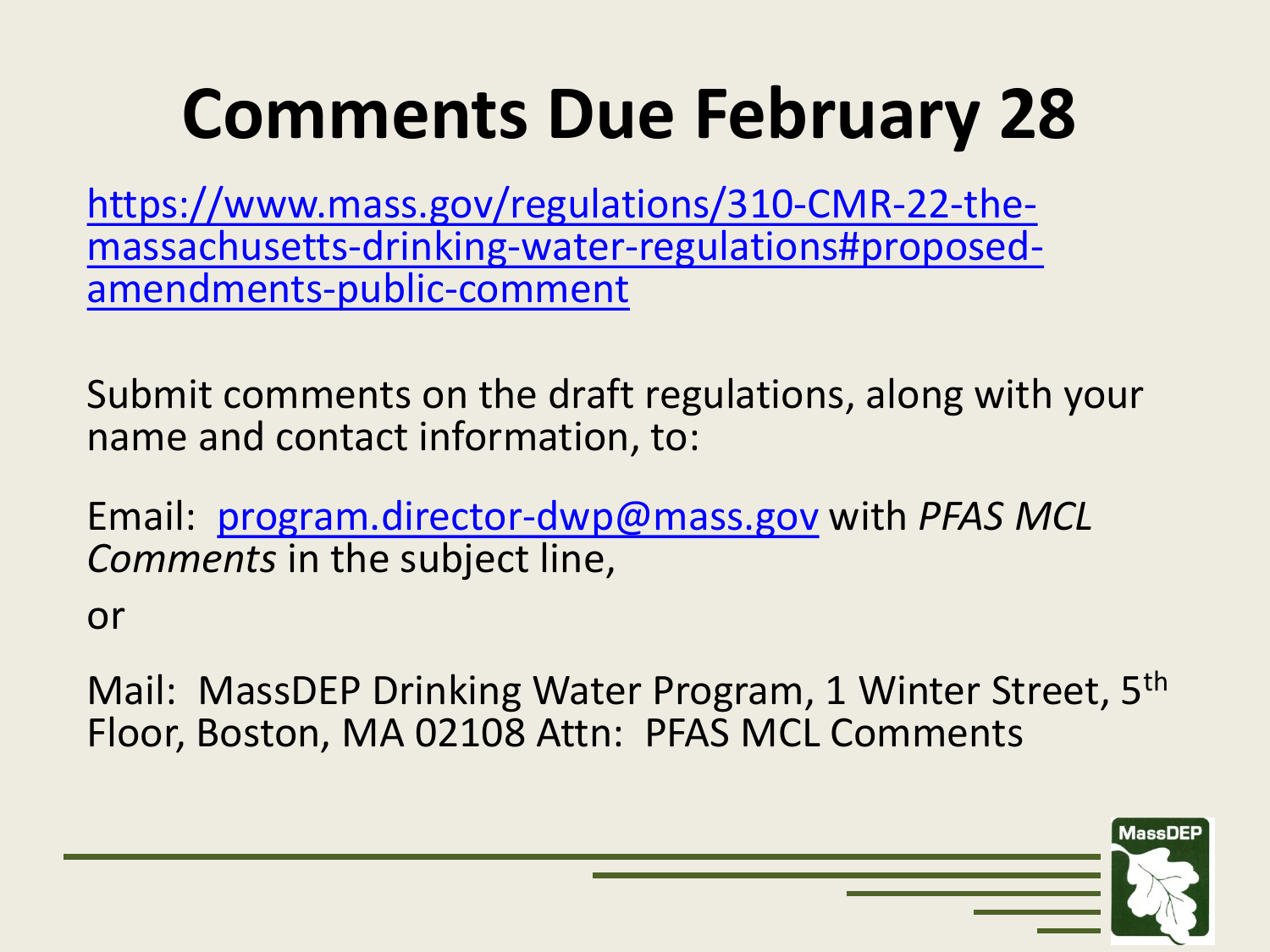# Comments Due February 28

https://www.mass.gov/regulations/310-CMR-22-the-massachusetts-drinking-water-regulations#proposed-amendments-public-comment

Submit comments on the draft regulations, along with your name and contact information, to:

Email: program.director-dwp@mass.gov with *PFAS MCL Comments* in the subject line,

or

Mail: MassDEP Drinking Water Program, 1 Winter Street, 5th Floor, Boston, MA 02108 Attn: PFAS MCL Comments

MassDEP